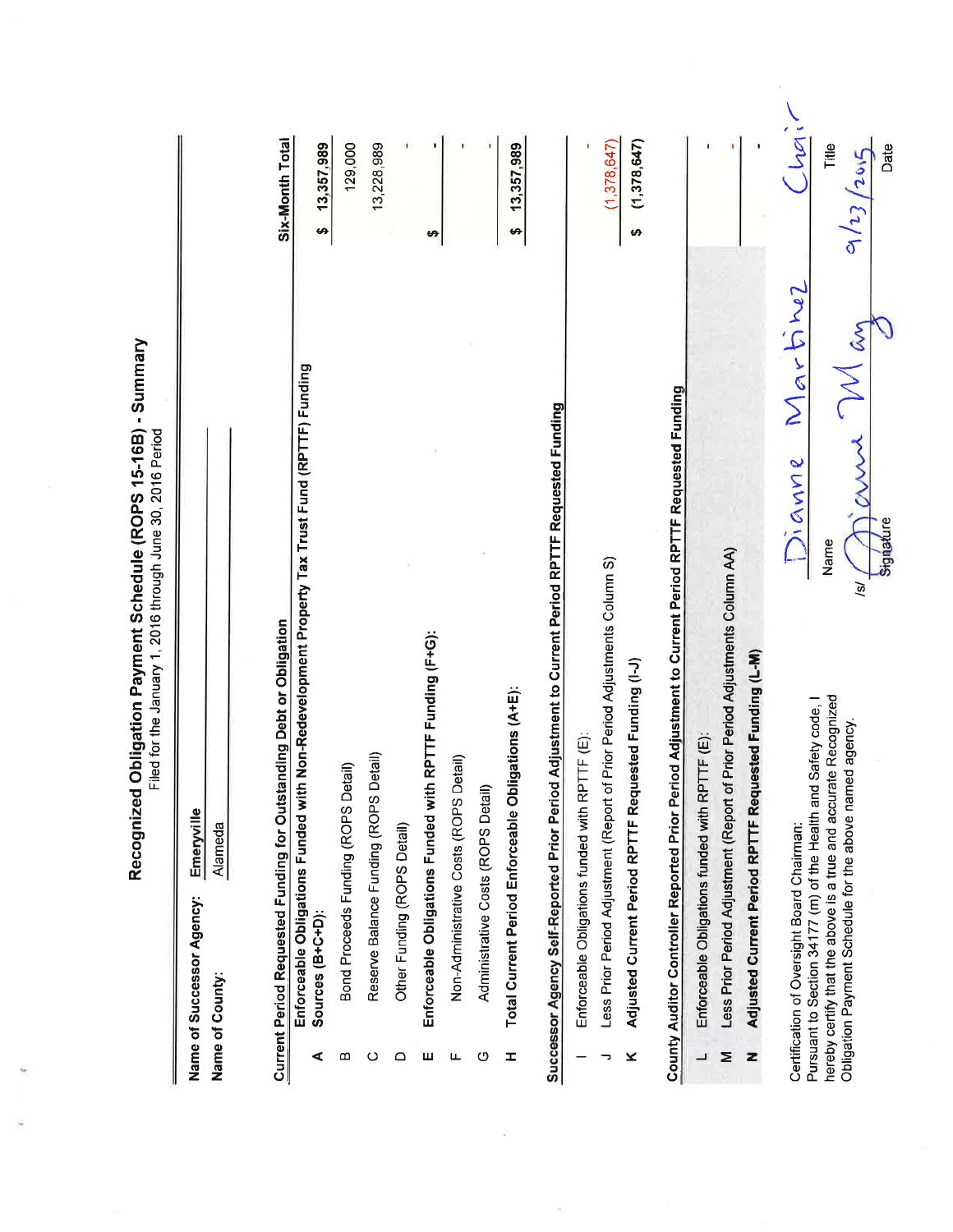# Recognized Obligation Payment Schedule (ROPS 15-16B) - Summary

Filed for the January 1, 2016 through June 30, 2016 Period

**Name of Successor Agency:** Emeryville

**Name of County:** Alameda

| | Current Period Requested Funding for Outstanding Debt or Obligation | Six-Month Total |
|---|---|---|
| **A** | **Enforceable Obligations Funded with Non-Redevelopment Property Tax Trust Fund (RPTTF) Funding Sources (B+C+D):** | **$ 13,357,989** |
| B | Bond Proceeds Funding (ROPS Detail) | 129,000 |
| C | Reserve Balance Funding (ROPS Detail) | 13,228,989 |
| D | Other Funding (ROPS Detail) | - |
| **E** | **Enforceable Obligations Funded with RPTTF Funding (F+G):** | **$ -** |
| F | Non-Administrative Costs (ROPS Detail) | - |
| G | Administrative Costs (ROPS Detail) | - |
| **H** | **Total Current Period Enforceable Obligations (A+E):** | **$ 13,357,989** |
| | **Successor Agency Self-Reported Prior Period Adjustment to Current Period RPTTF Requested Funding** | |
| I | Enforceable Obligations funded with RPTTF (E): | - |
| J | Less Prior Period Adjustment (Report of Prior Period Adjustments Column S) | (1,378,647) |
| **K** | **Adjusted Current Period RPTTF Requested Funding (I-J)** | **$ (1,378,647)** |
| | **County Auditor Controller Reported Prior Period Adjustment to Current Period RPTTF Requested Funding** | |
| L | Enforceable Obligations funded with RPTTF (E): | - |
| M | Less Prior Period Adjustment (Report of Prior Period Adjustments Column AA) | - |
| **N** | **Adjusted Current Period RPTTF Requested Funding (L-M)** | - |

Certification of Oversight Board Chairman:
Pursuant to Section 34177 (m) of the Health and Safety code, I hereby certify that the above is a true and accurate Recognized Obligation Payment Schedule for the above named agency.

| Dianne Martinez | Chair |
|---|---|
| Name | Title |
| /s/ Dianne Martinez | 9/23/2015 |
| Signature | Date |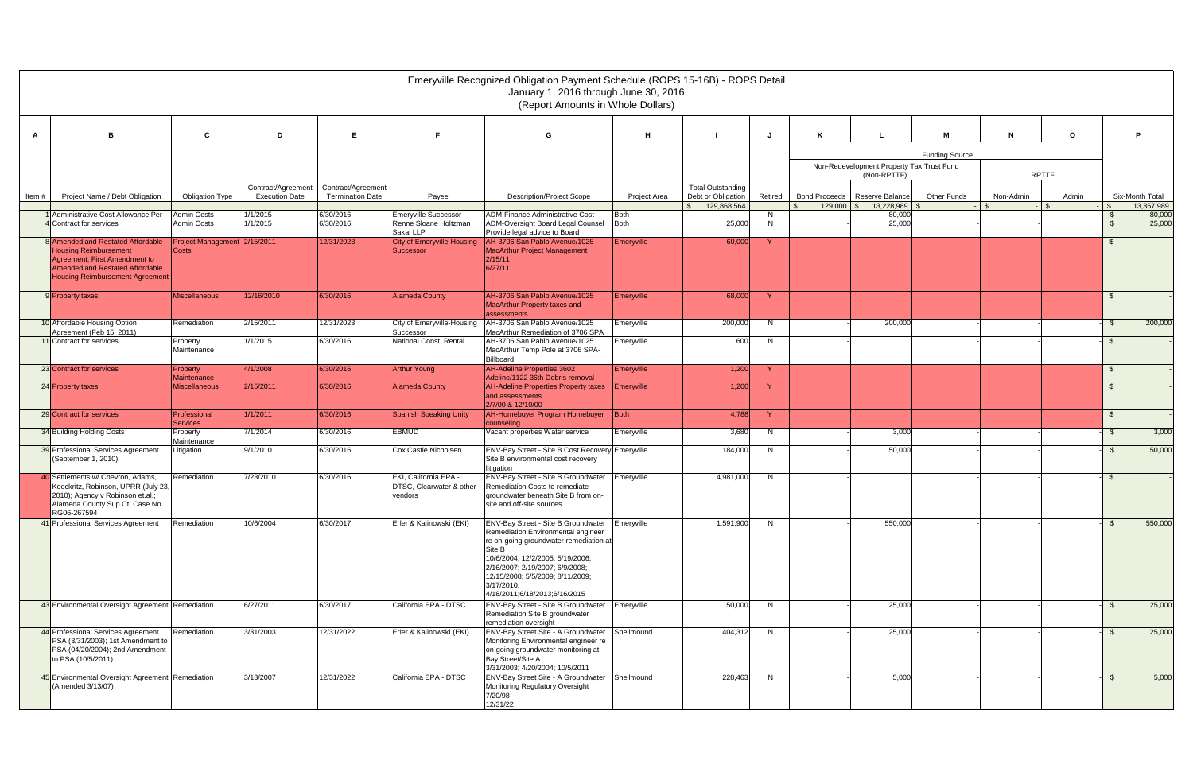# Emeryville Recognized Obligation Payment Schedule (ROPS 15-16B) - ROPS Detail

January 1, 2016 through June 30, 2016

(Report Amounts in Whole Dollars)

| A | B | C | D | E | F | G | H | I | J | K | L | M | N | O | P |
|---|---|---|---|---|---|---|---|---|---|---|---|---|---|---|---|
| | | | | | | | | | | Funding Source | | | | | |
| | | | | | | | | | | Non-Redevelopment Property Tax Trust Fund (Non-RPTTF) | | | RPTTF | | |
| Item # | Project Name / Debt Obligation | Obligation Type | Contract/Agreement Execution Date | Contract/Agreement Termination Date | Payee | Description/Project Scope | Project Area | Total Outstanding Debt or Obligation | Retired | Bond Proceeds | Reserve Balance | Other Funds | Non-Admin | Admin | Six-Month Total |
| | | | | | | | | $ 129,868,564 | | $ 129,000 | $ 13,228,989 | $ - | $ - | $ - | $ 13,357,989 |
| 1 | Administrative Cost Allowance Per | Admin Costs | 1/1/2015 | 6/30/2016 | Emeryville Successor | ADM-Finance Administrative Cost | Both | - | N | | 80,000 | | | | $ 80,000 |
| 4 | Contract for services | Admin Costs | 1/1/2015 | 6/30/2016 | Renne Sloane Holtzman Sakai LLP | ADM-Oversight Board Legal Counsel Provide legal advice to Board | Both | 25,000 | N | | 25,000 | | | | $ 25,000 |
| 8 | Amended and Restated Affordable Housing Reimbursement Agreement; First Amendment to Amended and Restated Affordable Housing Reimbursement Agreement | Project Management Costs | 2/15/2011 | 12/31/2023 | City of Emeryville-Housing Successor | AH-3706 San Pablo Avenue/1025 MacArthur Project Management 2/15/11 6/27/11 | Emeryville | 60,000 | Y | | | | | | $ - |
| 9 | Property taxes | Miscellaneous | 12/16/2010 | 6/30/2016 | Alameda County | AH-3706 San Pablo Avenue/1025 MacArthur Property taxes and assessments | Emeryville | 68,000 | Y | | | | | | $ - |
| 10 | Affordable Housing Option Agreement (Feb 15, 2011) | Remediation | 2/15/2011 | 12/31/2023 | City of Emeryville-Housing Successor | AH-3706 San Pablo Avenue/1025 MacArthur Remediation of 3706 SPA | Emeryville | 200,000 | N | - | 200,000 | - | - | - | $ 200,000 |
| 11 | Contract for services | Property Maintenance | 1/1/2015 | 6/30/2016 | National Const. Rental | AH-3706 San Pablo Avenue/1025 MacArthur Temp Pole at 3706 SPA-Billboard | Emeryville | 600 | N | - | | | - | - | $ - |
| 23 | Contract for services | Property Maintenance | 4/1/2008 | 6/30/2016 | Arthur Young | AH-Adeline Properties 3602 Adeline/1122 36th Debris removal | Emeryville | 1,200 | Y | | | | | | $ - |
| 24 | Property taxes | Miscellaneous | 2/15/2011 | 6/30/2016 | Alameda County | AH-Adeline Properties Property taxes and assessments 2/7/00 & 12/10/00 | Emeryville | 1,200 | Y | | | | | | $ - |
| 29 | Contract for services | Professional Services | 1/1/2011 | 6/30/2016 | Spanish Speaking Unity | AH-Homebuyer Program Homebuyer counseling | Both | 4,788 | Y | | | | | | $ - |
| 34 | Building Holding Costs | Property Maintenance | 7/1/2014 | 6/30/2016 | EBMUD | Vacant properties Water service | Emeryville | 3,680 | N | - | 3,000 | - | - | - | $ 3,000 |
| 39 | Professional Services Agreement (September 1, 2010) | Litigation | 9/1/2010 | 6/30/2016 | Cox Castle Nicholsen | ENV-Bay Street - Site B Cost Recovery Site B environmental cost recovery litigation | Emeryville | 184,000 | N | - | 50,000 | - | - | - | $ 50,000 |
| 40 | Settlements w/ Chevron, Adams, Koeckritz, Robinson, UPRR (July 23, 2010); Agency v Robinson et.al.; Alameda County Sup Ct, Case No. RG06-267594 | Remediation | 7/23/2010 | 6/30/2016 | EKI, California EPA - DTSC, Clearwater & other vendors | ENV-Bay Street - Site B Groundwater Remediation Costs to remediate groundwater beneath Site B from on-site and off-site sources | Emeryville | 4,981,000 | N | - | | - | - | - | $ - |
| 41 | Professional Services Agreement | Remediation | 10/6/2004 | 6/30/2017 | Erler & Kalinowski (EKI) | ENV-Bay Street - Site B Groundwater Remediation Environmental engineer re on-going groundwater remediation at Site B 10/6/2004; 12/2/2005; 5/19/2006; 2/16/2007; 2/19/2007; 6/9/2008; 12/15/2008; 5/5/2009; 8/11/2009; 3/17/2010; 4/18/2011;6/18/2013;6/16/2015 | Emeryville | 1,591,900 | N | - | 550,000 | - | - | - | $ 550,000 |
| 43 | Environmental Oversight Agreement | Remediation | 6/27/2011 | 6/30/2017 | California EPA - DTSC | ENV-Bay Street - Site B Groundwater Remediation Site B groundwater remediation oversight | Emeryville | 50,000 | N | - | 25,000 | - | - | - | $ 25,000 |
| 44 | Professional Services Agreement PSA (3/31/2003); 1st Amendment to PSA (04/20/2004); 2nd Amendment to PSA (10/5/2011) | Remediation | 3/31/2003 | 12/31/2022 | Erler & Kalinowski (EKI) | ENV-Bay Street Site - A Groundwater Monitoring Environmental engineer re on-going groundwater monitoring at Bay Street/Site A 3/31/2003; 4/20/2004; 10/5/2011 | Shellmound | 404,312 | N | - | 25,000 | - | - | - | $ 25,000 |
| 45 | Environmental Oversight Agreement (Amended 3/13/07) | Remediation | 3/13/2007 | 12/31/2022 | California EPA - DTSC | ENV-Bay Street Site - A Groundwater Monitoring Regulatory Oversight 7/20/98 12/31/22 | Shellmound | 228,463 | N | - | 5,000 | - | - | - | $ 5,000 |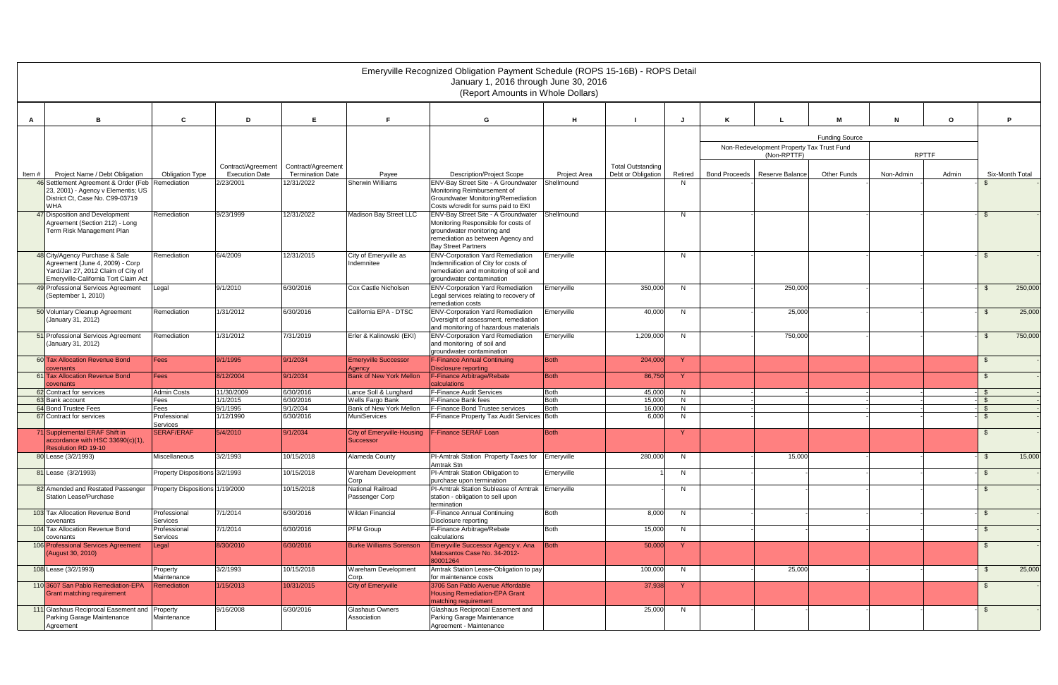# Emeryville Recognized Obligation Payment Schedule (ROPS 15-16B) - ROPS Detail

January 1, 2016 through June 30, 2016

(Report Amounts in Whole Dollars)

| A | B | C | D | E | F | G | H | I | J | K | L | M | N | O | P |
|---|---|---|---|---|---|---|---|---|---|---|---|---|---|---|---|
| | | | | | | | | | | Funding Source | | | | | |
| | | | | | | | | | | Non-Redevelopment Property Tax Trust Fund (Non-RPTTF) | | | RPTTF | | |
| Item # | Project Name / Debt Obligation | Obligation Type | Contract/Agreement Execution Date | Contract/Agreement Termination Date | Payee | Description/Project Scope | Project Area | Total Outstanding Debt or Obligation | Retired | Bond Proceeds | Reserve Balance | Other Funds | Non-Admin | Admin | Six-Month Total |
| 46 | Settlement Agreement & Order (Feb 23, 2001) - Agency v Elementis; US District Ct, Case No. C99-03719 WHA | Remediation | 2/23/2001 | 12/31/2022 | Sherwin Williams | ENV-Bay Street Site - A Groundwater Monitoring Reimbursement of Groundwater Monitoring/Remediation Costs w/credit for sums paid to EKI | Shellmound | | N | | | | | - | $ - |
| 47 | Disposition and Development Agreement (Section 212) - Long Term Risk Management Plan | Remediation | 9/23/1999 | 12/31/2022 | Madison Bay Street LLC | ENV-Bay Street Site - A Groundwater Monitoring Responsible for costs of groundwater monitoring and remediation as between Agency and Bay Street Partners | Shellmound | | N | | | | | - | $ - |
| 48 | City/Agency Purchase & Sale Agreement (June 4, 2009) - Corp Yard/Jan 27, 2012 Claim of City of Emeryville-California Tort Claim Act | Remediation | 6/4/2009 | 12/31/2015 | City of Emeryville as Indemnitee | ENV-Corporation Yard Remediation Indemnification of City for costs of remediation and monitoring of soil and groundwater contamination | Emeryville | | N | | | | | - | $ - |
| 49 | Professional Services Agreement (September 1, 2010) | Legal | 9/1/2010 | 6/30/2016 | Cox Castle Nicholsen | ENV-Corporation Yard Remediation Legal services relating to recovery of remediation costs | Emeryville | 350,000 | N | | - | 250,000 | - | - | $ 250,000 |
| 50 | Voluntary Cleanup Agreement (January 31, 2012) | Remediation | 1/31/2012 | 6/30/2016 | California EPA - DTSC | ENV-Corporation Yard Remediation Oversight of assessment, remediation and monitoring of hazardous materials | Emeryville | 40,000 | N | | - | 25,000 | - | - | $ 25,000 |
| 51 | Professional Services Agreement (January 31, 2012) | Remediation | 1/31/2012 | 7/31/2019 | Erler & Kalinowski (EKI) | ENV-Corporation Yard Remediation and monitoring of soil and groundwater contamination | Emeryville | 1,209,000 | N | | - | 750,000 | - | - | $ 750,000 |
| 60 | Tax Allocation Revenue Bond covenants | Fees | 9/1/1995 | 9/1/2034 | Emeryville Successor Agency | F-Finance Annual Continuing Disclosure reporting | Both | 204,000 | Y | | | | | | $ - |
| 61 | Tax Allocation Revenue Bond covenants | Fees | 8/12/2004 | 9/1/2034 | Bank of New York Mellon | F-Finance Arbitrage/Rebate calculations | Both | 86,750 | Y | | | | | | $ - |
| 62 | Contract for services | Admin Costs | 11/30/2009 | 6/30/2016 | Lance Soll & Lunghard | F-Finance Audit Services | Both | 45,000 | N | | - | - | - | - | $ - |
| 63 | Bank account | Fees | 1/1/2015 | 6/30/2016 | Wells Fargo Bank | F-Finance Bank fees | Both | 15,000 | N | | - | - | - | - | $ - |
| 64 | Bond Trustee Fees | Fees | 9/1/1995 | 9/1/2034 | Bank of New York Mellon | F-Finance Bond Trustee services | Both | 16,000 | N | | - | - | - | - | $ - |
| 67 | Contract for services | Professional Services | 1/12/1990 | 6/30/2016 | MuniServices | F-Finance Property Tax Audit Services | Both | 6,000 | N | | - | - | - | - | $ - |
| 71 | Supplemental ERAF Shift in accordance with HSC 33690(c)(1), Resolution RD 19-10 | SERAF/ERAF | 5/4/2010 | 9/1/2034 | City of Emeryville-Housing Successor | F-Finance SERAF Loan | Both | | Y | | | | | | $ - |
| 80 | Lease (3/2/1993) | Miscellaneous | 3/2/1993 | 10/15/2018 | Alameda County | PI-Amtrak Station Property Taxes for Amtrak Stn | Emeryville | 280,000 | N | | - | 15,000 | - | - | $ 15,000 |
| 81 | Lease (3/2/1993) | Property Dispositions | 3/2/1993 | 10/15/2018 | Wareham Development Corp | PI-Amtrak Station Obligation to purchase upon termination | Emeryville | 1 | N | | - | - | - | - | $ - |
| 82 | Amended and Restated Passenger Station Lease/Purchase | Property Dispositions | 1/19/2000 | 10/15/2018 | National Railroad Passenger Corp | PI-Amtrak Station Sublease of Amtrak station - obligation to sell upon termination | Emeryville | - | N | | - | - | - | - | $ - |
| 103 | Tax Allocation Revenue Bond covenants | Professional Services | 7/1/2014 | 6/30/2016 | Wildan Financial | F-Finance Annual Continuing Disclosure reporting | Both | 8,000 | N | | - | - | - | - | $ - |
| 104 | Tax Allocation Revenue Bond covenants | Professional Services | 7/1/2014 | 6/30/2016 | PFM Group | F-Finance Arbitrage/Rebate calculations | Both | 15,000 | N | | - | - | - | - | $ - |
| 106 | Professional Services Agreement (August 30, 2010) | Legal | 8/30/2010 | 6/30/2016 | Burke Williams Sorenson | Emeryville Successor Agency v. Ana Matosantos Case No. 34-2012-80001264 | Both | 50,000 | Y | | | | | | $ - |
| 108 | Lease (3/2/1993) | Property Maintenance | 3/2/1993 | 10/15/2018 | Wareham Development Corp. | Amtrak Station Lease-Obligation to pay for maintenance costs | | 100,000 | N | | - | 25,000 | - | - | $ 25,000 |
| 110 | 3607 San Pablo Remediation-EPA Grant matching requirement | Remediation | 1/15/2013 | 10/31/2015 | City of Emeryville | 3706 San Pablo Avenue Affordable Housing Remediation-EPA Grant matching requirement | | 37,938 | Y | | | | | | $ - |
| 111 | Glashaus Reciprocal Easement and Parking Garage Maintenance Agreement | Property Maintenance | 9/16/2008 | 6/30/2016 | Glashaus Owners Association | Glashaus Reciprocal Easement and Parking Garage Maintenance Agreement - Maintenance | | 25,000 | N | | - | - | - | - | $ - |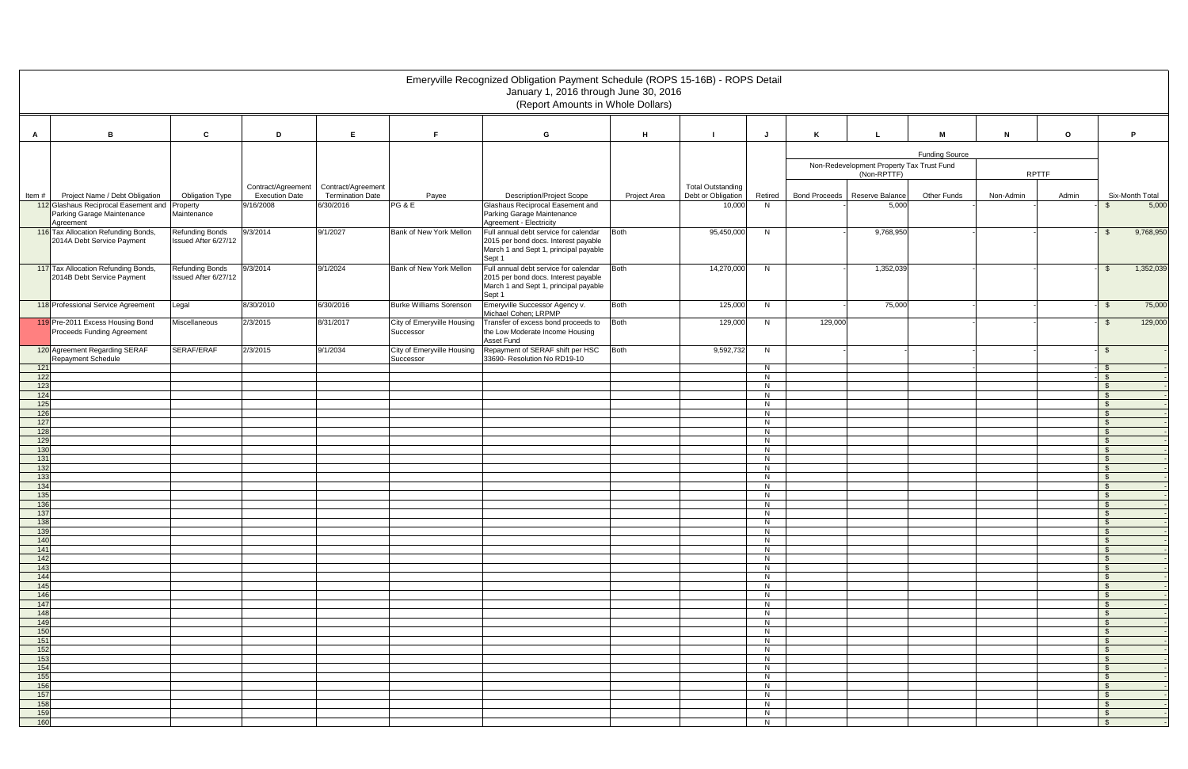# Emeryville Recognized Obligation Payment Schedule (ROPS 15-16B) - ROPS Detail

January 1, 2016 through June 30, 2016

(Report Amounts in Whole Dollars)

| A | B | C | D | E | F | G | H | I | J | K | L | M | N | O | P |
|---|---|---|---|---|---|---|---|---|---|---|---|---|---|---|---|
| | | | | | | | | | | Funding Source | | | | | |
| | | | | | | | | | | Non-Redevelopment Property Tax Trust Fund (Non-RPTTF) | | | RPTTF | | |
| Item # | Project Name / Debt Obligation | Obligation Type | Contract/Agreement Execution Date | Contract/Agreement Termination Date | Payee | Description/Project Scope | Project Area | Total Outstanding Debt or Obligation | Retired | Bond Proceeds | Reserve Balance | Other Funds | Non-Admin | Admin | Six-Month Total |
| 112 | Glashaus Reciprocal Easement and Parking Garage Maintenance Agreement | Property Maintenance | 9/16/2008 | 6/30/2016 | PG & E | Glashaus Reciprocal Easement and Parking Garage Maintenance Agreement - Electricity | | 10,000 | N | - | 5,000 | - | - | - | $ 5,000 |
| 116 | Tax Allocation Refunding Bonds, 2014A Debt Service Payment | Refunding Bonds Issued After 6/27/12 | 9/3/2014 | 9/1/2027 | Bank of New York Mellon | Full annual debt service for calendar 2015 per bond docs. Interest payable March 1 and Sept 1, principal payable Sept 1 | Both | 95,450,000 | N | - | 9,768,950 | - | - | - | $ 9,768,950 |
| 117 | Tax Allocation Refunding Bonds, 2014B Debt Service Payment | Refunding Bonds Issued After 6/27/12 | 9/3/2014 | 9/1/2024 | Bank of New York Mellon | Full annual debt service for calendar 2015 per bond docs. Interest payable March 1 and Sept 1, principal payable Sept 1 | Both | 14,270,000 | N | - | 1,352,039 | - | - | - | $ 1,352,039 |
| 118 | Professional Service Agreement | Legal | 8/30/2010 | 6/30/2016 | Burke Williams Sorenson | Emeryville Successor Agency v. Michael Cohen; LRPMP | Both | 125,000 | N | - | 75,000 | - | - | - | $ 75,000 |
| 119 | Pre-2011 Excess Housing Bond Proceeds Funding Agreement | Miscellaneous | 2/3/2015 | 8/31/2017 | City of Emeryville Housing Successor | Transfer of excess bond proceeds to the Low Moderate Income Housing Asset Fund | Both | 129,000 | N | 129,000 | | - | - | - | $ 129,000 |
| 120 | Agreement Regarding SERAF Repayment Schedule | SERAF/ERAF | 2/3/2015 | 9/1/2034 | City of Emeryville Housing Successor | Repayment of SERAF shift per HSC 33690- Resolution No RD19-10 | Both | 9,592,732 | N | - | - | - | - | - | $ - |
| 121 | | | | | | | | | N | | | - | - | - | $ - |
| 122 | | | | | | | | | N | | | | | - | $ - |
| 123 | | | | | | | | | N | | | | | | $ - |
| 124 | | | | | | | | | N | | | | | | $ - |
| 125 | | | | | | | | | N | | | | | | $ - |
| 126 | | | | | | | | | N | | | | | | $ - |
| 127 | | | | | | | | | N | | | | | | $ - |
| 128 | | | | | | | | | N | | | | | | $ - |
| 129 | | | | | | | | | N | | | | | | $ - |
| 130 | | | | | | | | | N | | | | | | $ - |
| 131 | | | | | | | | | N | | | | | | $ - |
| 132 | | | | | | | | | N | | | | | | $ - |
| 133 | | | | | | | | | N | | | | | | $ - |
| 134 | | | | | | | | | N | | | | | | $ - |
| 135 | | | | | | | | | N | | | | | | $ - |
| 136 | | | | | | | | | N | | | | | | $ - |
| 137 | | | | | | | | | N | | | | | | $ - |
| 138 | | | | | | | | | N | | | | | | $ - |
| 139 | | | | | | | | | N | | | | | | $ - |
| 140 | | | | | | | | | N | | | | | | $ - |
| 141 | | | | | | | | | N | | | | | | $ - |
| 142 | | | | | | | | | N | | | | | | $ - |
| 143 | | | | | | | | | N | | | | | | $ - |
| 144 | | | | | | | | | N | | | | | | $ - |
| 145 | | | | | | | | | N | | | | | | $ - |
| 146 | | | | | | | | | N | | | | | | $ - |
| 147 | | | | | | | | | N | | | | | | $ - |
| 148 | | | | | | | | | N | | | | | | $ - |
| 149 | | | | | | | | | N | | | | | | $ - |
| 150 | | | | | | | | | N | | | | | | $ - |
| 151 | | | | | | | | | N | | | | | | $ - |
| 152 | | | | | | | | | N | | | | | | $ - |
| 153 | | | | | | | | | N | | | | | | $ - |
| 154 | | | | | | | | | N | | | | | | $ - |
| 155 | | | | | | | | | N | | | | | | $ - |
| 156 | | | | | | | | | N | | | | | | $ - |
| 157 | | | | | | | | | N | | | | | | $ - |
| 158 | | | | | | | | | N | | | | | | $ - |
| 159 | | | | | | | | | N | | | | | | $ - |
| 160 | | | | | | | | | N | | | | | | $ - |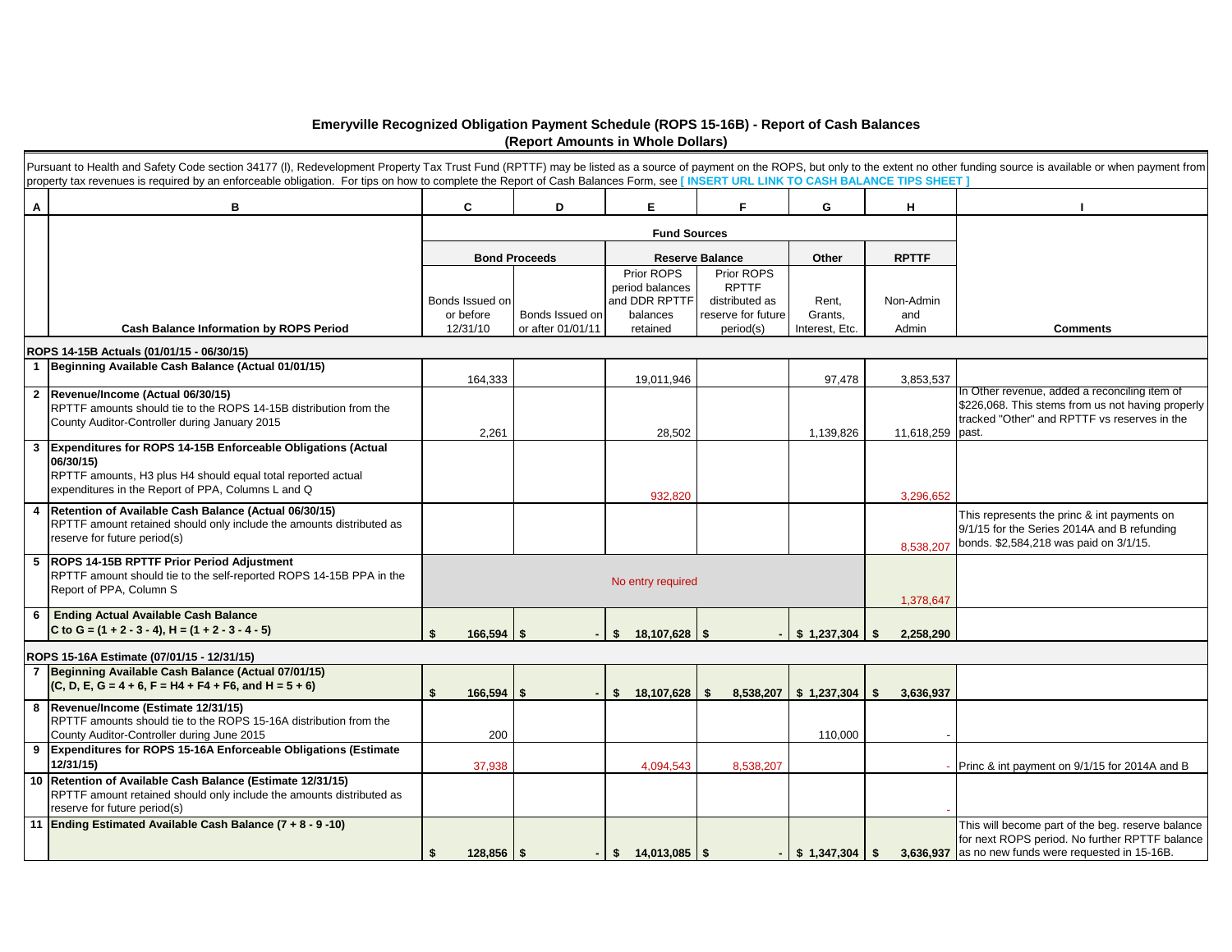# Emeryville Recognized Obligation Payment Schedule (ROPS 15-16B) - Report of Cash Balances
## (Report Amounts in Whole Dollars)

Pursuant to Health and Safety Code section 34177 (l), Redevelopment Property Tax Trust Fund (RPTTF) may be listed as a source of payment on the ROPS, but only to the extent no other funding source is available or when payment from property tax revenues is required by an enforceable obligation. For tips on how to complete the Report of Cash Balances Form, see **[ INSERT URL LINK TO CASH BALANCE TIPS SHEET ]**

| A | B | C | D | E | F | G | H | I |
|---|---|---|---|---|---|---|---|---|
| | | Fund Sources | | | | | | |
| | | Bond Proceeds | | Reserve Balance | | Other | RPTTF | |
| | **Cash Balance Information by ROPS Period** | Bonds Issued on or before 12/31/10 | Bonds Issued on or after 01/01/11 | Prior ROPS period balances and DDR RPTTF balances retained | Prior ROPS RPTTF distributed as reserve for future period(s) | Rent, Grants, Interest, Etc. | Non-Admin and Admin | **Comments** |
| **ROPS 14-15B Actuals (01/01/15 - 06/30/15)** | | | | | | | | |
| 1 | **Beginning Available Cash Balance (Actual 01/01/15)** | 164,333 | | 19,011,946 | | 97,478 | 3,853,537 | |
| 2 | **Revenue/Income (Actual 06/30/15)** RPTTF amounts should tie to the ROPS 14-15B distribution from the County Auditor-Controller during January 2015 | 2,261 | | 28,502 | | 1,139,826 | 11,618,259 | In Other revenue, added a reconciling item of $226,068. This stems from us not having properly tracked "Other" and RPTTF vs reserves in the past. |
| 3 | **Expenditures for ROPS 14-15B Enforceable Obligations (Actual 06/30/15)** RPTTF amounts, H3 plus H4 should equal total reported actual expenditures in the Report of PPA, Columns L and Q | | | 932,820 | | | 3,296,652 | |
| 4 | **Retention of Available Cash Balance (Actual 06/30/15)** RPTTF amount retained should only include the amounts distributed as reserve for future period(s) | | | | | | 8,538,207 | This represents the princ & int payments on 9/1/15 for the Series 2014A and B refunding bonds. $2,584,218 was paid on 3/1/15. |
| 5 | **ROPS 14-15B RPTTF Prior Period Adjustment** RPTTF amount should tie to the self-reported ROPS 14-15B PPA in the Report of PPA, Column S | No entry required | | | | | 1,378,647 | |
| 6 | **Ending Actual Available Cash Balance** **C to G = (1 + 2 - 3 - 4), H = (1 + 2 - 3 - 4 - 5)** | **$ 166,594** | **$ -** | **$ 18,107,628** | **$ -** | **$ 1,237,304** | **$ 2,258,290** | |
| **ROPS 15-16A Estimate (07/01/15 - 12/31/15)** | | | | | | | | |
| 7 | **Beginning Available Cash Balance (Actual 07/01/15)** **(C, D, E, G = 4 + 6, F = H4 + F4 + F6, and H = 5 + 6)** | **$ 166,594** | **$ -** | **$ 18,107,628** | **$ 8,538,207** | **$ 1,237,304** | **$ 3,636,937** | |
| 8 | **Revenue/Income (Estimate 12/31/15)** RPTTF amounts should tie to the ROPS 15-16A distribution from the County Auditor-Controller during June 2015 | 200 | | | | 110,000 | - | |
| 9 | **Expenditures for ROPS 15-16A Enforceable Obligations (Estimate 12/31/15)** | 37,938 | | 4,094,543 | 8,538,207 | | - | Princ & int payment on 9/1/15 for 2014A and B |
| 10 | **Retention of Available Cash Balance (Estimate 12/31/15)** RPTTF amount retained should only include the amounts distributed as reserve for future period(s) | | | | | | - | |
| 11 | **Ending Estimated Available Cash Balance (7 + 8 - 9 -10)** | **$ 128,856** | **$ -** | **$ 14,013,085** | **$ -** | **$ 1,347,304** | **$ 3,636,937** | This will become part of the beg. reserve balance for next ROPS period. No further RPTTF balance as no new funds were requested in 15-16B. |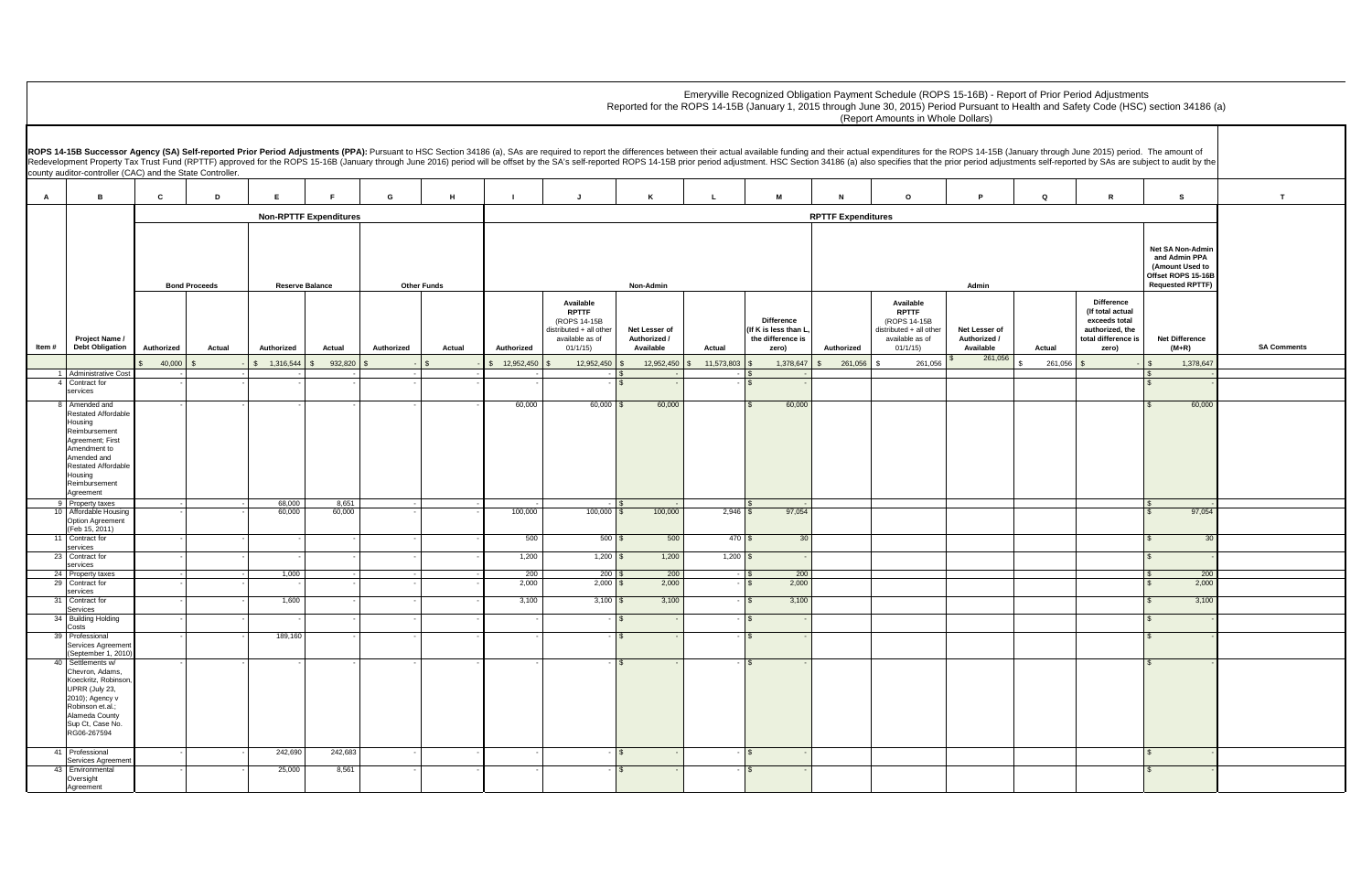# Emeryville Recognized Obligation Payment Schedule (ROPS 15-16B) - Report of Prior Period Adjustments

Reported for the ROPS 14-15B (January 1, 2015 through June 30, 2015) Period Pursuant to Health and Safety Code (HSC) section 34186 (a)

(Report Amounts in Whole Dollars)

**ROPS 14-15B Successor Agency (SA) Self-reported Prior Period Adjustments (PPA):** Pursuant to HSC Section 34186 (a), SAs are required to report the differences between their actual available funding and their actual expenditures for the ROPS 14-15B (January through June 2015) period. The amount of Redevelopment Property Tax Trust Fund (RPTTF) approved for the ROPS 15-16B (January through June 2016) period will be offset by the SA's self-reported ROPS 14-15B prior period adjustment. HSC Section 34186 (a) also specifies that the prior period adjustments self-reported by SAs are subject to audit by the county auditor-controller (CAC) and the State Controller.

| A | B | C | D | E | F | G | H | I | J | K | L | M | N | O | P | Q | R | S | T |
|---|---|---|---|---|---|---|---|---|---|---|---|---|---|---|---|---|---|---|---|
| | | Non-RPTTF Expenditures | | | | | | RPTTF Expenditures | | | | | | | | | | | |
| | | Bond Proceeds | | Reserve Balance | | Other Funds | | Non-Admin | | | | | Admin | | | | | Net SA Non-Admin and Admin PPA (Amount Used to Offset ROPS 15-16B Requested RPTTF) | |
| Item # | Project Name / Debt Obligation | Authorized | Actual | Authorized | Actual | Authorized | Actual | Authorized | Available RPTTF (ROPS 14-15B distributed + all other available as of 01/1/15) | Net Lesser of Authorized / Available | Actual | Difference (If K is less than L, the difference is zero) | Authorized | Available RPTTF (ROPS 14-15B distributed + all other available as of 01/1/15) | Net Lesser of Authorized / Available | Actual | Difference (If total actual exceeds total authorized, the total difference is zero) | Net Difference (M+R) | SA Comments |
| | | $ 40,000 | $ - | $ 1,316,544 | $ 932,820 | $ - | $ - | $ 12,952,450 | $ 12,952,450 | $ 12,952,450 | $ 11,573,803 | $ 1,378,647 | $ 261,056 | $ 261,056 | $ 261,056 | $ 261,056 | $ - | $ 1,378,647 | |
| 1 | Administrative Cost | - | - | - | - | - | - | - | - | $ - | - | $ - | | | | | | $ - | |
| 4 | Contract for services | - | - | - | - | - | - | - | - | $ - | - | $ - | | | | | | $ - | |
| 8 | Amended and Restated Affordable Housing Reimbursement Agreement; First Amendment to Amended and Restated Affordable Housing Reimbursement Agreement | - | - | - | - | - | - | 60,000 | 60,000 | $ 60,000 | | $ 60,000 | | | | | | $ 60,000 | |
| 9 | Property taxes | - | - | 68,000 | 8,651 | - | - | - | - | $ - | | $ - | | | | | | $ - | |
| 10 | Affordable Housing Option Agreement (Feb 15, 2011) | - | - | 60,000 | 60,000 | - | - | 100,000 | 100,000 | $ 100,000 | 2,946 | $ 97,054 | | | | | | $ 97,054 | |
| 11 | Contract for services | - | - | - | - | - | - | 500 | 500 | $ 500 | 470 | $ 30 | | | | | | $ 30 | |
| 23 | Contract for services | - | - | - | - | - | - | 1,200 | 1,200 | $ 1,200 | 1,200 | $ - | | | | | | $ - | |
| 24 | Property taxes | - | - | 1,000 | - | - | - | 200 | 200 | $ 200 | - | $ 200 | | | | | | $ 200 | |
| 29 | Contract for services | - | - | - | - | - | - | 2,000 | 2,000 | $ 2,000 | - | $ 2,000 | | | | | | $ 2,000 | |
| 31 | Contract for Services | - | - | 1,600 | - | - | - | 3,100 | 3,100 | $ 3,100 | - | $ 3,100 | | | | | | $ 3,100 | |
| 34 | Building Holding Costs | - | - | - | - | - | - | - | - | $ - | - | $ - | | | | | | $ - | |
| 39 | Professional Services Agreement (September 1, 2010) | - | - | 189,160 | - | - | - | - | - | $ - | - | $ - | | | | | | $ - | |
| 40 | Settlements w/ Chevron, Adams, Koeckritz, Robinson, UPRR (July 23, 2010); Agency v Robinson et.al.; Alameda County Sup Ct, Case No. RG06-267594 | - | - | - | - | - | - | - | - | $ - | - | $ - | | | | | | $ - | |
| 41 | Professional Services Agreement | - | - | 242,690 | 242,683 | - | - | - | - | $ - | - | $ - | | | | | | $ - | |
| 43 | Environmental Oversight Agreement | - | - | 25,000 | 8,561 | - | - | - | - | $ - | - | $ - | | | | | | $ - | |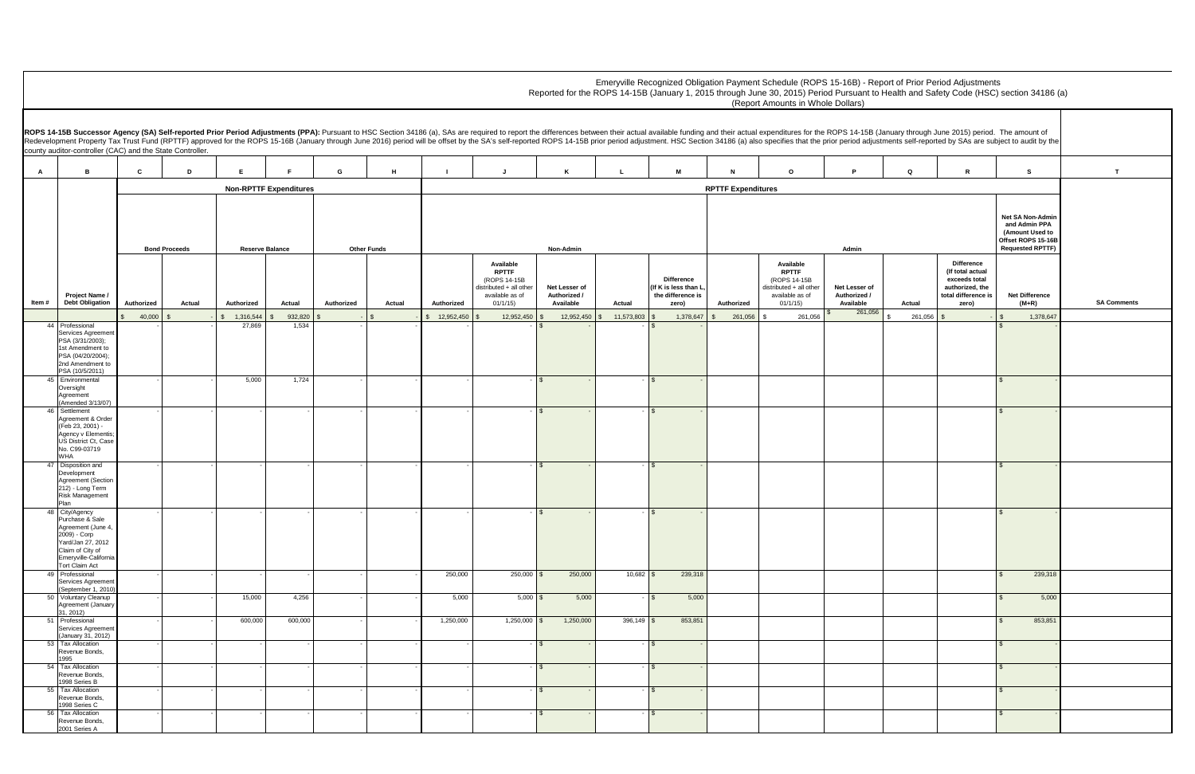Emeryville Recognized Obligation Payment Schedule (ROPS 15-16B) - Report of Prior Period Adjustments
Reported for the ROPS 14-15B (January 1, 2015 through June 30, 2015) Period Pursuant to Health and Safety Code (HSC) section 34186 (a)
(Report Amounts in Whole Dollars)

**ROPS 14-15B Successor Agency (SA) Self-reported Prior Period Adjustments (PPA):** Pursuant to HSC Section 34186 (a), SAs are required to report the differences between their actual available funding and their actual expenditures for the ROPS 14-15B (January through June 2015) period. The amount of Redevelopment Property Tax Trust Fund (RPTTF) approved for the ROPS 15-16B (January through June 2016) period will be offset by the SA's self-reported ROPS 14-15B prior period adjustment. HSC Section 34186 (a) also specifies that the prior period adjustments self-reported by SAs are subject to audit by the county auditor-controller (CAC) and the State Controller.

| A | B | C | D | E | F | G | H | I | J | K | L | M | N | O | P | Q | R | S | T |
|---|---|---|---|---|---|---|---|---|---|---|---|---|---|---|---|---|---|---|---|
| | | Non-RPTTF Expenditures | | | | | | RPTTF Expenditures | | | | | | | | | | | |
| | | Bond Proceeds | | Reserve Balance | | Other Funds | | Non-Admin | | | | | Admin | | | | | Net SA Non-Admin and Admin PPA (Amount Used to Offset ROPS 15-16B Requested RPTTF) | |
| Item # | Project Name / Debt Obligation | Authorized | Actual | Authorized | Actual | Authorized | Actual | Authorized | Available RPTTF (ROPS 14-15B distributed + all other available as of 01/1/15) | Net Lesser of Authorized / Available | Actual | Difference (If K is less than L, the difference is zero) | Authorized | Available RPTTF (ROPS 14-15B distributed + all other available as of 01/1/15) | Net Lesser of Authorized / Available | Actual | Difference (If total actual exceeds total authorized, the total difference is zero) | Net Difference (M+R) | SA Comments |
| | | $ 40,000 | $ - | $ 1,316,544 | $ 932,820 | $ - | $ - | $ 12,952,450 | $ 12,952,450 | $ 12,952,450 | $ 11,573,803 | $ 1,378,647 | $ 261,056 | $ 261,056 | $ 261,056 | $ 261,056 | $ - | $ 1,378,647 | |
| 44 | Professional Services Agreement PSA (3/31/2003); 1st Amendment to PSA (04/20/2004); 2nd Amendment to PSA (10/5/2011) | - | - | 27,869 | 1,534 | - | - | - | - | $ - | - | $ - | | | | | | $ - | |
| 45 | Environmental Oversight Agreement (Amended 3/13/07) | - | - | 5,000 | 1,724 | - | - | - | - | $ - | - | $ - | | | | | | $ - | |
| 46 | Settlement Agreement & Order (Feb 23, 2001) - Agency v Elementis; US District Ct, Case No. C99-03719 WHA | - | - | - | - | - | - | - | - | $ - | - | $ - | | | | | | $ - | |
| 47 | Disposition and Development Agreement (Section 212) - Long Term Risk Management Plan | - | - | - | - | - | - | - | - | $ - | - | $ - | | | | | | $ - | |
| 48 | City/Agency Purchase & Sale Agreement (June 4, 2009) - Corp Yard/Jan 27, 2012 Claim of City of Emeryville-California Tort Claim Act | - | - | - | - | - | - | - | - | $ - | - | $ - | | | | | | $ - | |
| 49 | Professional Services Agreement (September 1, 2010) | - | - | - | - | - | - | 250,000 | 250,000 | $ 250,000 | 10,682 | $ 239,318 | | | | | | $ 239,318 | |
| 50 | Voluntary Cleanup Agreement (January 31, 2012) | - | - | 15,000 | 4,256 | - | - | 5,000 | 5,000 | $ 5,000 | - | $ 5,000 | | | | | | $ 5,000 | |
| 51 | Professional Services Agreement (January 31, 2012) | - | - | 600,000 | 600,000 | - | - | 1,250,000 | 1,250,000 | $ 1,250,000 | 396,149 | $ 853,851 | | | | | | $ 853,851 | |
| 53 | Tax Allocation Revenue Bonds, 1995 | - | - | - | - | - | - | - | - | $ - | - | $ - | | | | | | $ - | |
| 54 | Tax Allocation Revenue Bonds, 1998 Series B | - | - | - | - | - | - | - | - | $ - | - | $ - | | | | | | $ - | |
| 55 | Tax Allocation Revenue Bonds, 1998 Series C | - | - | - | - | - | - | - | - | $ - | - | $ - | | | | | | $ - | |
| 56 | Tax Allocation Revenue Bonds, 2001 Series A | - | - | - | - | - | - | - | - | $ - | - | $ - | | | | | | $ - | |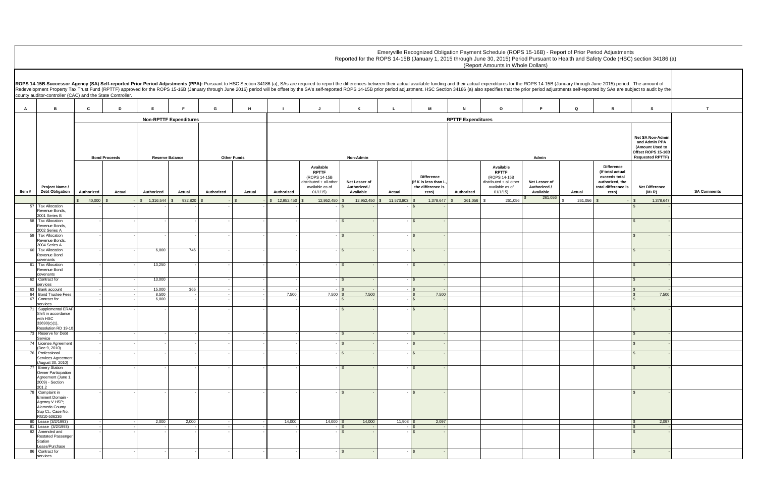Emeryville Recognized Obligation Payment Schedule (ROPS 15-16B) - Report of Prior Period Adjustments
Reported for the ROPS 14-15B (January 1, 2015 through June 30, 2015) Period Pursuant to Health and Safety Code (HSC) section 34186 (a)
(Report Amounts in Whole Dollars)

**ROPS 14-15B Successor Agency (SA) Self-reported Prior Period Adjustments (PPA):** Pursuant to HSC Section 34186 (a), SAs are required to report the differences between their actual available funding and their actual expenditures for the ROPS 14-15B (January through June 2015) period. The amount of Redevelopment Property Tax Trust Fund (RPTTF) approved for the ROPS 15-16B (January through June 2016) period will be offset by the SA's self-reported ROPS 14-15B prior period adjustment. HSC Section 34186 (a) also specifies that the prior period adjustments self-reported by SAs are subject to audit by the county auditor-controller (CAC) and the State Controller.

| A | B | C | D | E | F | G | H | I | J | K | L | M | N | O | P | Q | R | S | T |
|---|---|---|---|---|---|---|---|---|---|---|---|---|---|---|---|---|---|---|---|
| | | Non-RPTTF Expenditures | | | | | | RPTTF Expenditures | | | | | | | | | | | |
| | | Bond Proceeds | | Reserve Balance | | Other Funds | | Non-Admin | | | | | Admin | | | | | Net SA Non-Admin and Admin PPA (Amount Used to Offset ROPS 15-16B Requested RPTTF) | |
| Item # | Project Name / Debt Obligation | Authorized | Actual | Authorized | Actual | Authorized | Actual | Authorized | Available RPTTF (ROPS 14-15B distributed + all other available as of 01/1/15) | Net Lesser of Authorized / Available | Actual | Difference (If K is less than L, the difference is zero) | Authorized | Available RPTTF (ROPS 14-15B distributed + all other available as of 01/1/15) | Net Lesser of Authorized / Available | Actual | Difference (If total actual exceeds total authorized, the total difference is zero) | Net Difference (M+R) | SA Comments |
| | | $ 40,000 | $ - | $ 1,316,544 | $ 932,820 | $ - | $ - | $ 12,952,450 | $ 12,952,450 | $ 12,952,450 | $ 11,573,803 | $ 1,378,647 | $ 261,056 | $ 261,056 | $ 261,056 | $ 261,056 | $ - | $ 1,378,647 | |
| 57 | Tax Allocation Revenue Bonds, 2001 Series B | - | - | - | - | - | - | - | - | $ - | - | $ - | | | | | | $ - | |
| 58 | Tax Allocation Revenue Bonds, 2002 Series A | - | - | - | - | - | - | - | - | $ - | - | $ - | | | | | | $ - | |
| 59 | Tax Allocation Revenue Bonds, 2004 Series A | - | - | - | - | - | - | - | - | $ - | - | $ - | | | | | | $ - | |
| 60 | Tax Allocation Revenue Bond covenants | - | - | 6,000 | 746 | - | - | - | - | $ - | - | $ - | | | | | | $ - | |
| 61 | Tax Allocation Revenue Bond covenants | - | - | 13,250 | - | - | - | - | - | $ - | - | $ - | | | | | | $ - | |
| 62 | Contract for services | - | - | 13,000 | - | - | - | - | - | $ - | - | $ - | | | | | | $ - | |
| 63 | Bank account | - | - | 15,000 | 365 | - | - | - | - | $ - | - | $ - | | | | | | $ - | |
| 64 | Bond Trustee Fees | - | - | 8,500 | - | - | - | 7,500 | 7,500 | $ 7,500 | | $ 7,500 | | | | | | $ 7,500 | |
| 67 | Contract for services | - | - | 6,000 | - | - | - | - | - | $ - | - | $ - | | | | | | $ - | |
| 71 | Supplemental ERAF Shift in accordance with HSC 33690(c)(1), Resolution RD 19-10 | - | - | - | - | - | - | - | - | $ - | - | $ - | | | | | | $ - | |
| 73 | Reserve for Debt Service | - | - | - | - | - | - | - | - | $ - | - | $ - | | | | | | $ - | |
| 74 | License Agreement (Dec 9, 2010) | - | - | - | - | - | - | - | - | $ - | - | $ - | | | | | | $ - | |
| 76 | Professional Services Agreement (August 30, 2010) | - | - | - | - | - | - | - | - | $ - | - | $ - | | | | | | $ - | |
| 77 | Emery Station Owner Participation Agreement (June 1, 2009) - Section 201.2 | - | - | - | - | - | - | - | - | $ - | - | $ - | | | | | | $ - | |
| 78 | Complaint in Eminent Domain - Agency V HSP; Alameda County Sup Ct., Case No. RG10-506236 | - | - | - | - | - | - | - | - | $ - | - | $ - | | | | | | $ - | |
| 80 | Lease (3/2/1993) | - | - | 2,000 | 2,000 | - | - | 14,000 | 14,000 | $ 14,000 | 11,903 | $ 2,097 | | | | | | $ 2,097 | |
| 81 | Lease (3/2/1993) | - | - | - | - | - | - | - | - | $ - | - | $ - | | | | | | $ - | |
| 82 | Amended and Restated Passenger Station Lease/Purchase | - | - | - | - | - | - | - | - | $ - | - | $ - | | | | | | $ - | |
| 86 | Contract for services | - | - | - | - | - | - | - | - | $ - | - | $ - | | | | | | $ - | |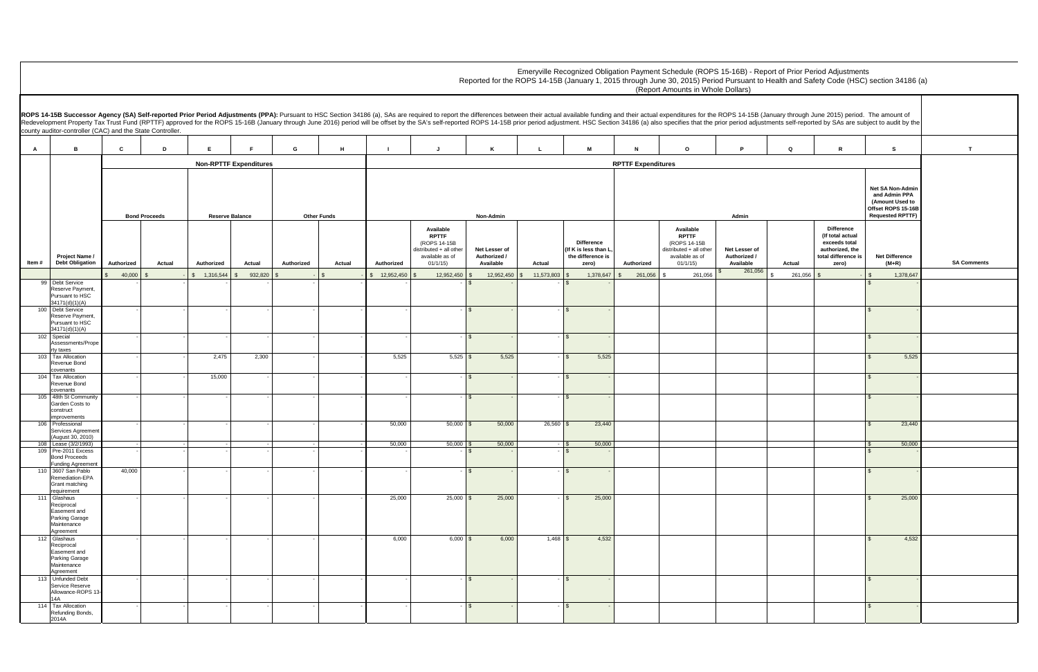Emeryville Recognized Obligation Payment Schedule (ROPS 15-16B) - Report of Prior Period Adjustments
Reported for the ROPS 14-15B (January 1, 2015 through June 30, 2015) Period Pursuant to Health and Safety Code (HSC) section 34186 (a)
(Report Amounts in Whole Dollars)

**ROPS 14-15B Successor Agency (SA) Self-reported Prior Period Adjustments (PPA):** Pursuant to HSC Section 34186 (a), SAs are required to report the differences between their actual available funding and their actual expenditures for the ROPS 14-15B (January through June 2015) period. The amount of Redevelopment Property Tax Trust Fund (RPTTF) approved for the ROPS 15-16B (January through June 2016) period will be offset by the SA's self-reported ROPS 14-15B prior period adjustment. HSC Section 34186 (a) also specifies that the prior period adjustments self-reported by SAs are subject to audit by the county auditor-controller (CAC) and the State Controller.

| A | B | C | D | E | F | G | H | I | J | K | L | M | N | O | P | Q | R | S | T |
|---|---|---|---|---|---|---|---|---|---|---|---|---|---|---|---|---|---|---|---|
| | | Non-RPTTF Expenditures | | | | | | RPTTF Expenditures | | | | | | | | | | | |
| | | Bond Proceeds | | Reserve Balance | | Other Funds | | Non-Admin | | | | | Admin | | | | | Net SA Non-Admin and Admin PPA (Amount Used to Offset ROPS 15-16B Requested RPTTF) | |
| Item # | Project Name / Debt Obligation | Authorized | Actual | Authorized | Actual | Authorized | Actual | Authorized | Available RPTTF (ROPS 14-15B distributed + all other available as of 01/1/15) | Net Lesser of Authorized / Available | Actual | Difference (If K is less than L, the difference is zero) | Authorized | Available RPTTF (ROPS 14-15B distributed + all other available as of 01/1/15) | Net Lesser of Authorized / Available | Actual | Difference (If total actual exceeds total authorized, the total difference is zero) | Net Difference (M+R) | SA Comments |
| | | $ 40,000 | $ - | $ 1,316,544 | $ 932,820 | $ - | $ - | $ 12,952,450 | $ 12,952,450 | $ 12,952,450 | $ 11,573,803 | $ 1,378,647 | $ 261,056 | $ 261,056 | $ 261,056 | $ 261,056 | $ - | $ 1,378,647 | |
| 99 | Debt Service Reserve Payment, Pursuant to HSC 34171(d)(1)(A) | - | - | - | - | - | - | - | - | $ - | - | $ - | | | | | | $ - | |
| 100 | Debt Service Reserve Payment, Pursuant to HSC 34171(d)(1)(A) | - | - | - | - | - | - | - | - | $ - | - | $ - | | | | | | $ - | |
| 102 | Special Assessments/Property taxes | - | - | - | - | - | - | - | - | $ - | - | $ - | | | | | | $ - | |
| 103 | Tax Allocation Revenue Bond covenants | - | - | 2,475 | 2,300 | - | - | 5,525 | 5,525 | $ 5,525 | - | $ 5,525 | | | | | | $ 5,525 | |
| 104 | Tax Allocation Revenue Bond covenants | - | - | 15,000 | - | - | - | - | - | $ - | - | $ - | | | | | | $ - | |
| 105 | 48th St Community Garden Costs to construct improvements | - | - | - | - | - | - | - | - | $ - | - | $ - | | | | | | $ - | |
| 106 | Professional Services Agreement (August 30, 2010) | - | - | - | - | - | - | 50,000 | 50,000 | $ 50,000 | 26,560 | $ 23,440 | | | | | | $ 23,440 | |
| 108 | Lease (3/2/1993) | - | - | - | - | - | - | 50,000 | 50,000 | $ 50,000 | - | $ 50,000 | | | | | | $ 50,000 | |
| 109 | Pre-2011 Excess Bond Proceeds Funding Agreement | - | - | - | - | - | - | - | - | $ - | - | $ - | | | | | | $ - | |
| 110 | 3607 San Pablo Remediation-EPA Grant matching requirement | 40,000 | - | - | - | - | - | - | - | $ - | - | $ - | | | | | | $ - | |
| 111 | Glashaus Reciprocal Easement and Parking Garage Maintenance Agreement | - | - | - | - | - | - | 25,000 | 25,000 | $ 25,000 | - | $ 25,000 | | | | | | $ 25,000 | |
| 112 | Glashaus Reciprocal Easement and Parking Garage Maintenance Agreement | - | - | - | - | - | - | 6,000 | 6,000 | $ 6,000 | 1,468 | $ 4,532 | | | | | | $ 4,532 | |
| 113 | Unfunded Debt Service Reserve Allowance-ROPS 13-14A | - | - | - | - | - | - | - | - | $ - | - | $ - | | | | | | $ - | |
| 114 | Tax Allocation Refunding Bonds, 2014A | - | - | - | - | - | - | - | - | $ - | - | $ - | | | | | | $ - | |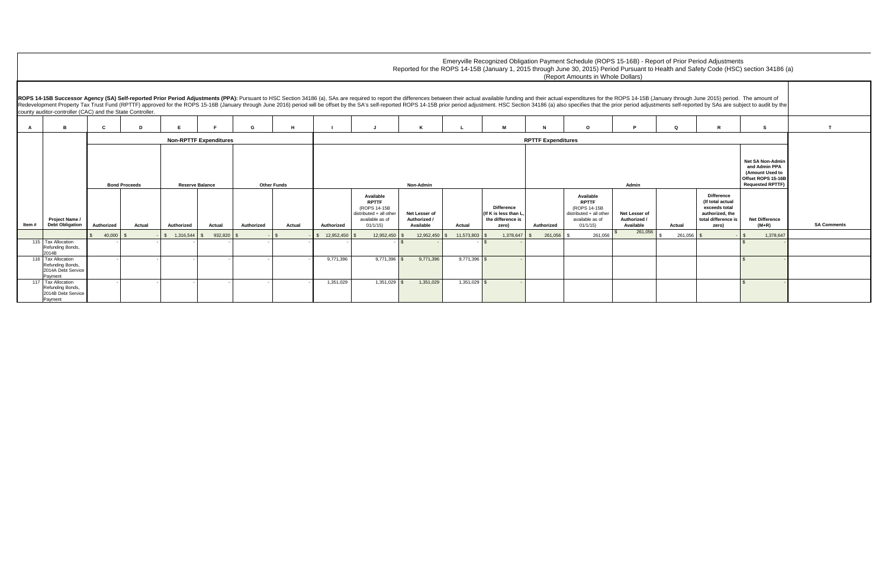Emeryville Recognized Obligation Payment Schedule (ROPS 15-16B) - Report of Prior Period Adjustments
Reported for the ROPS 14-15B (January 1, 2015 through June 30, 2015) Period Pursuant to Health and Safety Code (HSC) section 34186 (a)
(Report Amounts in Whole Dollars)

**ROPS 14-15B Successor Agency (SA) Self-reported Prior Period Adjustments (PPA):** Pursuant to HSC Section 34186 (a), SAs are required to report the differences between their actual available funding and their actual expenditures for the ROPS 14-15B (January through June 2015) period. The amount of Redevelopment Property Tax Trust Fund (RPTTF) approved for the ROPS 15-16B (January through June 2016) period will be offset by the SA's self-reported ROPS 14-15B prior period adjustment. HSC Section 34186 (a) also specifies that the prior period adjustments self-reported by SAs are subject to audit by the county auditor-controller (CAC) and the State Controller.

| A | B | C | D | E | F | G | H | I | J | K | L | M | N | O | P | Q | R | S | T |
|---|---|---|---|---|---|---|---|---|---|---|---|---|---|---|---|---|---|---|---|
| | | Non-RPTTF Expenditures | | | | | | RPTTF Expenditures | | | | | | | | | | | |
| | | Bond Proceeds | | Reserve Balance | | Other Funds | | Non-Admin | | | | | Admin | | | | | Net SA Non-Admin and Admin PPA (Amount Used to Offset ROPS 15-16B Requested RPTTF) | |
| Item # | Project Name / Debt Obligation | Authorized | Actual | Authorized | Actual | Authorized | Actual | Authorized | Available RPTTF (ROPS 14-15B distributed + all other available as of 01/1/15) | Net Lesser of Authorized / Available | Actual | Difference (If K is less than L, the difference is zero) | Authorized | Available RPTTF (ROPS 14-15B distributed + all other available as of 01/1/15) | Net Lesser of Authorized / Available | Actual | Difference (If total actual exceeds total authorized, the total difference is zero) | Net Difference (M+R) | SA Comments |
| | | $ 40,000 | $ - | $ 1,316,544 | $ 932,820 | $ - | $ - | $ 12,952,450 | $ 12,952,450 | $ 12,952,450 | $ 11,573,803 | $ 1,378,647 | $ 261,056 | $ 261,056 | $ 261,056 | $ 261,056 | $ - | $ 1,378,647 | |
| 115 | Tax Allocation Refunding Bonds, 2014B | - | - | - | - | - | - | - | - | $ - | - | $ - | | | | | | $ - | |
| 116 | Tax Allocation Refunding Bonds, 2014A Debt Service Payment | - | - | - | - | - | - | 9,771,396 | 9,771,396 | $ 9,771,396 | 9,771,396 | $ - | | | | | | $ - | |
| 117 | Tax Allocation Refunding Bonds, 2014B Debt Service Payment | - | - | - | - | - | - | 1,351,029 | 1,351,029 | $ 1,351,029 | 1,351,029 | $ - | | | | | | $ - | |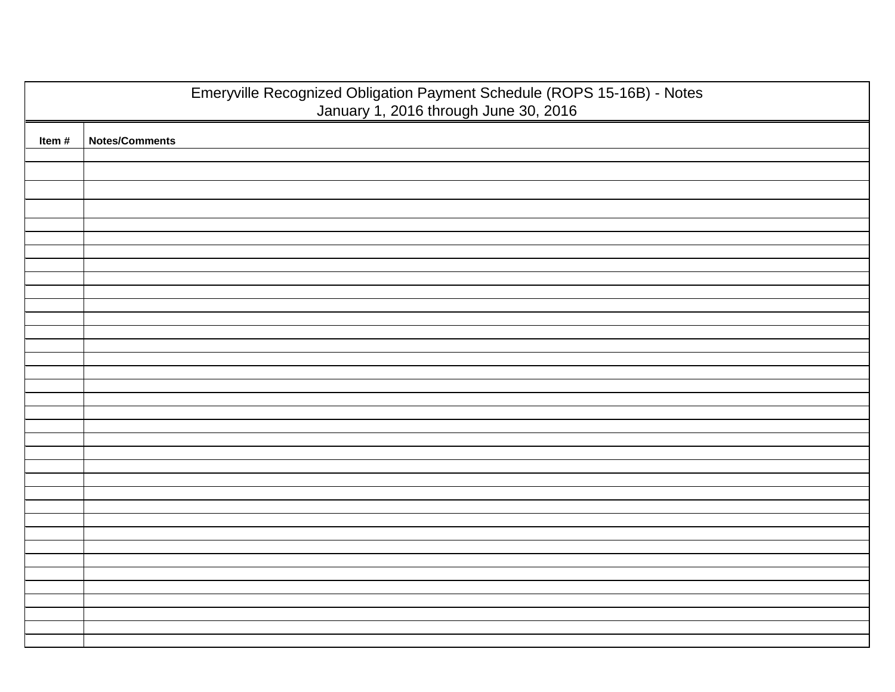Emeryville Recognized Obligation Payment Schedule (ROPS 15-16B) - Notes
January 1, 2016 through June 30, 2016

| Item # | Notes/Comments |
|---|---|
| | |
| | |
| | |
| | |
| | |
| | |
| | |
| | |
| | |
| | |
| | |
| | |
| | |
| | |
| | |
| | |
| | |
| | |
| | |
| | |
| | |
| | |
| | |
| | |
| | |
| | |
| | |
| | |
| | |
| | |
| | |
| | |
| | |
| | |
| | |
| | |
| | |